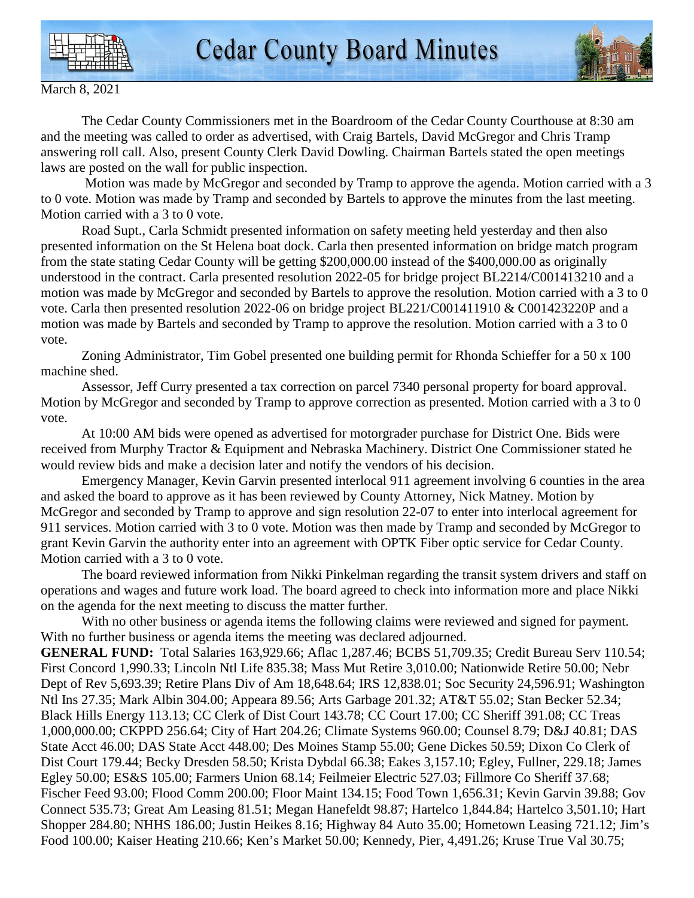# Cedar County Board Minutes

March 8, 2021

The Cedar County Commissioners met in the Boardroom of the Cedar County Courthouse at 8:30 am and the meeting was called to order as advertised, with Craig Bartels, David McGregor and Chris Tramp answering roll call. Also, present County Clerk David Dowling. Chairman Bartels stated the open meetings laws are posted on the wall for public inspection.

Motion was made by McGregor and seconded by Tramp to approve the agenda. Motion carried with a 3 to 0 vote. Motion was made by Tramp and seconded by Bartels to approve the minutes from the last meeting. Motion carried with a 3 to 0 vote.

Road Supt., Carla Schmidt presented information on safety meeting held yesterday and then also presented information on the St Helena boat dock. Carla then presented information on bridge match program from the state stating Cedar County will be getting $200,000.00 instead of the $400,000.00 as originally understood in the contract. Carla presented resolution 2022-05 for bridge project BL2214/C001413210 and a motion was made by McGregor and seconded by Bartels to approve the resolution. Motion carried with a 3 to 0 vote. Carla then presented resolution 2022-06 on bridge project BL221/C001411910 & C001423220P and a motion was made by Bartels and seconded by Tramp to approve the resolution. Motion carried with a 3 to 0 vote.

Zoning Administrator, Tim Gobel presented one building permit for Rhonda Schieffer for a 50 x 100 machine shed.

Assessor, Jeff Curry presented a tax correction on parcel 7340 personal property for board approval. Motion by McGregor and seconded by Tramp to approve correction as presented. Motion carried with a 3 to 0 vote.

At 10:00 AM bids were opened as advertised for motorgrader purchase for District One. Bids were received from Murphy Tractor & Equipment and Nebraska Machinery. District One Commissioner stated he would review bids and make a decision later and notify the vendors of his decision.

Emergency Manager, Kevin Garvin presented interlocal 911 agreement involving 6 counties in the area and asked the board to approve as it has been reviewed by County Attorney, Nick Matney. Motion by McGregor and seconded by Tramp to approve and sign resolution 22-07 to enter into interlocal agreement for 911 services. Motion carried with 3 to 0 vote. Motion was then made by Tramp and seconded by McGregor to grant Kevin Garvin the authority enter into an agreement with OPTK Fiber optic service for Cedar County. Motion carried with a 3 to 0 vote.

The board reviewed information from Nikki Pinkelman regarding the transit system drivers and staff on operations and wages and future work load. The board agreed to check into information more and place Nikki on the agenda for the next meeting to discuss the matter further.

With no other business or agenda items the following claims were reviewed and signed for payment. With no further business or agenda items the meeting was declared adjourned.

**GENERAL FUND:** Total Salaries 163,929.66; Aflac 1,287.46; BCBS 51,709.35; Credit Bureau Serv 110.54; First Concord 1,990.33; Lincoln Ntl Life 835.38; Mass Mut Retire 3,010.00; Nationwide Retire 50.00; Nebr Dept of Rev 5,693.39; Retire Plans Div of Am 18,648.64; IRS 12,838.01; Soc Security 24,596.91; Washington Ntl Ins 27.35; Mark Albin 304.00; Appeara 89.56; Arts Garbage 201.32; AT&T 55.02; Stan Becker 52.34; Black Hills Energy 113.13; CC Clerk of Dist Court 143.78; CC Court 17.00; CC Sheriff 391.08; CC Treas 1,000,000.00; CKPPD 256.64; City of Hart 204.26; Climate Systems 960.00; Counsel 8.79; D&J 40.81; DAS State Acct 46.00; DAS State Acct 448.00; Des Moines Stamp 55.00; Gene Dickes 50.59; Dixon Co Clerk of Dist Court 179.44; Becky Dresden 58.50; Krista Dybdal 66.38; Eakes 3,157.10; Egley, Fullner, 229.18; James Egley 50.00; ES&S 105.00; Farmers Union 68.14; Feilmeier Electric 527.03; Fillmore Co Sheriff 37.68; Fischer Feed 93.00; Flood Comm 200.00; Floor Maint 134.15; Food Town 1,656.31; Kevin Garvin 39.88; Gov Connect 535.73; Great Am Leasing 81.51; Megan Hanefeldt 98.87; Hartelco 1,844.84; Hartelco 3,501.10; Hart Shopper 284.80; NHHS 186.00; Justin Heikes 8.16; Highway 84 Auto 35.00; Hometown Leasing 721.12; Jim's Food 100.00; Kaiser Heating 210.66; Ken's Market 50.00; Kennedy, Pier, 4,491.26; Kruse True Val 30.75;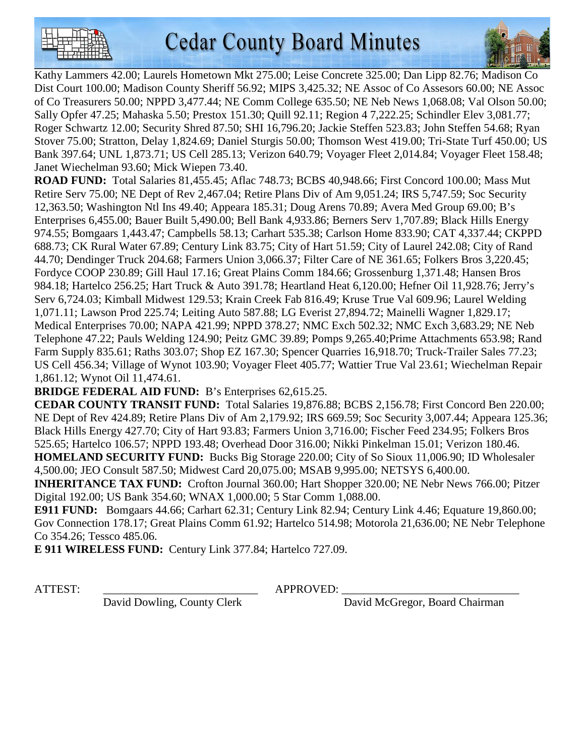Kathy Lammers 42.00; Laurels Hometown Mkt 275.00; Leise Concrete 325.00; Dan Lipp 82.76; Madison Co Dist Court 100.00; Madison County Sheriff 56.92; MIPS 3,425.32; NE Assoc of Co Assesors 60.00; NE Assoc of Co Treasurers 50.00; NPPD 3,477.44; NE Comm College 635.50; NE Neb News 1,068.08; Val Olson 50.00; Sally Opfer 47.25; Mahaska 5.50; Prestox 151.30; Quill 92.11; Region 4 7,222.25; Schindler Elev 3,081.77; Roger Schwartz 12.00; Security Shred 87.50; SHI 16,796.20; Jackie Steffen 523.83; John Steffen 54.68; Ryan Stover 75.00; Stratton, Delay 1,824.69; Daniel Sturgis 50.00; Thomson West 419.00; Tri-State Turf 450.00; US Bank 397.64; UNL 1,873.71; US Cell 285.13; Verizon 640.79; Voyager Fleet 2,014.84; Voyager Fleet 158.48; Janet Wiechelman 93.60; Mick Wiepen 73.40.

**ROAD FUND:** Total Salaries 81,455.45; Aflac 748.73; BCBS 40,948.66; First Concord 100.00; Mass Mut Retire Serv 75.00; NE Dept of Rev 2,467.04; Retire Plans Div of Am 9,051.24; IRS 5,747.59; Soc Security 12,363.50; Washington Ntl Ins 49.40; Appeara 185.31; Doug Arens 70.89; Avera Med Group 69.00; B's Enterprises 6,455.00; Bauer Built 5,490.00; Bell Bank 4,933.86; Berners Serv 1,707.89; Black Hills Energy 974.55; Bomgaars 1,443.47; Campbells 58.13; Carhart 535.38; Carlson Home 833.90; CAT 4,337.44; CKPPD 688.73; CK Rural Water 67.89; Century Link 83.75; City of Hart 51.59; City of Laurel 242.08; City of Rand 44.70; Dendinger Truck 204.68; Farmers Union 3,066.37; Filter Care of NE 361.65; Folkers Bros 3,220.45; Fordyce COOP 230.89; Gill Haul 17.16; Great Plains Comm 184.66; Grossenburg 1,371.48; Hansen Bros 984.18; Hartelco 256.25; Hart Truck & Auto 391.78; Heartland Heat 6,120.00; Hefner Oil 11,928.76; Jerry's Serv 6,724.03; Kimball Midwest 129.53; Krain Creek Fab 816.49; Kruse True Val 609.96; Laurel Welding 1,071.11; Lawson Prod 225.74; Leiting Auto 587.88; LG Everist 27,894.72; Mainelli Wagner 1,829.17; Medical Enterprises 70.00; NAPA 421.99; NPPD 378.27; NMC Exch 502.32; NMC Exch 3,683.29; NE Neb Telephone 47.22; Pauls Welding 124.90; Peitz GMC 39.89; Pomps 9,265.40;Prime Attachments 653.98; Rand Farm Supply 835.61; Raths 303.07; Shop EZ 167.30; Spencer Quarries 16,918.70; Truck-Trailer Sales 77.23; US Cell 456.34; Village of Wynot 103.90; Voyager Fleet 405.77; Wattier True Val 23.61; Wiechelman Repair 1,861.12; Wynot Oil 11,474.61.

**BRIDGE FEDERAL AID FUND:** B's Enterprises 62,615.25.

**CEDAR COUNTY TRANSIT FUND:** Total Salaries 19,876.88; BCBS 2,156.78; First Concord Ben 220.00; NE Dept of Rev 424.89; Retire Plans Div of Am 2,179.92; IRS 669.59; Soc Security 3,007.44; Appeara 125.36; Black Hills Energy 427.70; City of Hart 93.83; Farmers Union 3,716.00; Fischer Feed 234.95; Folkers Bros 525.65; Hartelco 106.57; NPPD 193.48; Overhead Door 316.00; Nikki Pinkelman 15.01; Verizon 180.46.

**HOMELAND SECURITY FUND:** Bucks Big Storage 220.00; City of So Sioux 11,006.90; ID Wholesaler 4,500.00; JEO Consult 587.50; Midwest Card 20,075.00; MSAB 9,995.00; NETSYS 6,400.00.

**INHERITANCE TAX FUND:** Crofton Journal 360.00; Hart Shopper 320.00; NE Nebr News 766.00; Pitzer Digital 192.00; US Bank 354.60; WNAX 1,000.00; 5 Star Comm 1,088.00.

**E911 FUND:** Bomgaars 44.66; Carhart 62.31; Century Link 82.94; Century Link 4.46; Equature 19,860.00; Gov Connection 178.17; Great Plains Comm 61.92; Hartelco 514.98; Motorola 21,636.00; NE Nebr Telephone Co 354.26; Tessco 485.06.

**E 911 WIRELESS FUND:** Century Link 377.84; Hartelco 727.09.

ATTEST: ___________________________ David Dowling, County Clerk

APPROVED: ______________________________ David McGregor, Board Chairman